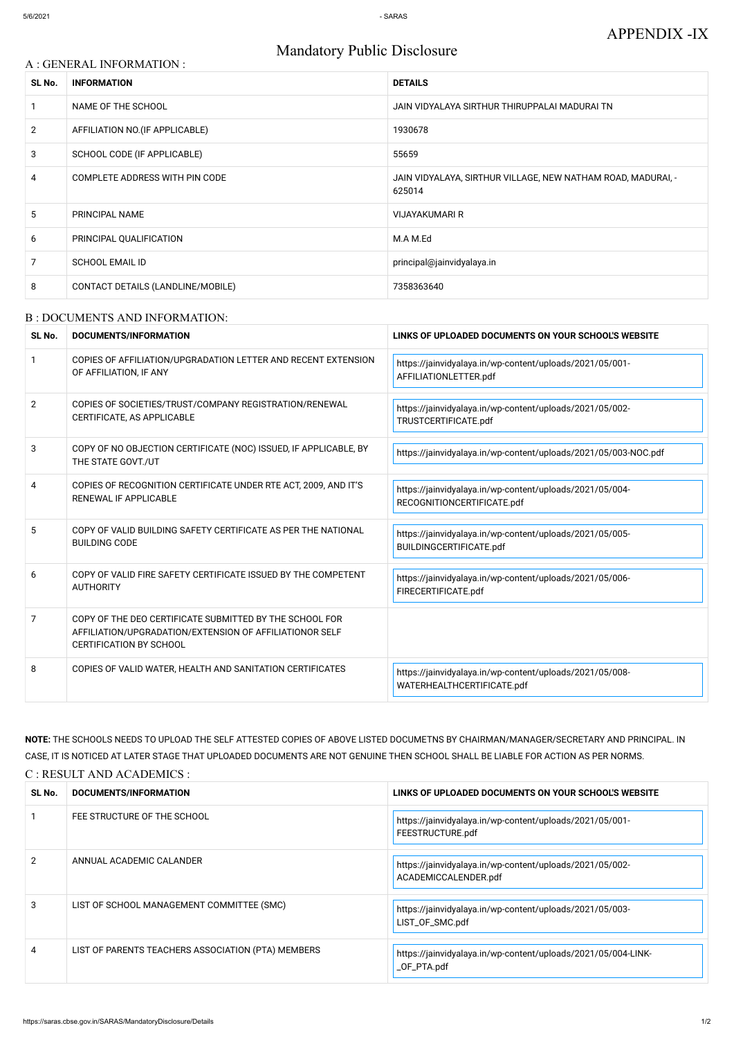APPENDIX -IX

# Mandatory Public Disclosure

## A : GENERAL INFORMATION :

| SL No. | INFORMATION | DETAILS |
|---|---|---|
| 1 | NAME OF THE SCHOOL | JAIN VIDYALAYA SIRTHUR THIRUPPALAI MADURAI TN |
| 2 | AFFILIATION NO.(IF APPLICABLE) | 1930678 |
| 3 | SCHOOL CODE (IF APPLICABLE) | 55659 |
| 4 | COMPLETE ADDRESS WITH PIN CODE | JAIN VIDYALAYA, SIRTHUR VILLAGE, NEW NATHAM ROAD, MADURAI, - 625014 |
| 5 | PRINCIPAL NAME | VIJAYAKUMARI R |
| 6 | PRINCIPAL QUALIFICATION | M.A M.Ed |
| 7 | SCHOOL EMAIL ID | principal@jainvidyalaya.in |
| 8 | CONTACT DETAILS (LANDLINE/MOBILE) | 7358363640 |

## B : DOCUMENTS AND INFORMATION:

| SL No. | DOCUMENTS/INFORMATION | LINKS OF UPLOADED DOCUMENTS ON YOUR SCHOOL'S WEBSITE |
|---|---|---|
| 1 | COPIES OF AFFILIATION/UPGRADATION LETTER AND RECENT EXTENSION OF AFFILIATION, IF ANY | https://jainvidyalaya.in/wp-content/uploads/2021/05/001-AFFILIATIONLETTER.pdf |
| 2 | COPIES OF SOCIETIES/TRUST/COMPANY REGISTRATION/RENEWAL CERTIFICATE, AS APPLICABLE | https://jainvidyalaya.in/wp-content/uploads/2021/05/002-TRUSTCERTIFICATE.pdf |
| 3 | COPY OF NO OBJECTION CERTIFICATE (NOC) ISSUED, IF APPLICABLE, BY THE STATE GOVT./UT | https://jainvidyalaya.in/wp-content/uploads/2021/05/003-NOC.pdf |
| 4 | COPIES OF RECOGNITION CERTIFICATE UNDER RTE ACT, 2009, AND IT'S RENEWAL IF APPLICABLE | https://jainvidyalaya.in/wp-content/uploads/2021/05/004-RECOGNITIONCERTIFICATE.pdf |
| 5 | COPY OF VALID BUILDING SAFETY CERTIFICATE AS PER THE NATIONAL BUILDING CODE | https://jainvidyalaya.in/wp-content/uploads/2021/05/005-BUILDINGCERTIFICATE.pdf |
| 6 | COPY OF VALID FIRE SAFETY CERTIFICATE ISSUED BY THE COMPETENT AUTHORITY | https://jainvidyalaya.in/wp-content/uploads/2021/05/006-FIRECERTIFICATE.pdf |
| 7 | COPY OF THE DEO CERTIFICATE SUBMITTED BY THE SCHOOL FOR AFFILIATION/UPGRADATION/EXTENSION OF AFFILIATIONOR SELF CERTIFICATION BY SCHOOL | |
| 8 | COPIES OF VALID WATER, HEALTH AND SANITATION CERTIFICATES | https://jainvidyalaya.in/wp-content/uploads/2021/05/008-WATERHEALTHCERTIFICATE.pdf |

**NOTE:** THE SCHOOLS NEEDS TO UPLOAD THE SELF ATTESTED COPIES OF ABOVE LISTED DOCUMETNS BY CHAIRMAN/MANAGER/SECRETARY AND PRINCIPAL. IN CASE, IT IS NOTICED AT LATER STAGE THAT UPLOADED DOCUMENTS ARE NOT GENUINE THEN SCHOOL SHALL BE LIABLE FOR ACTION AS PER NORMS.

## C : RESULT AND ACADEMICS :

| SL No. | DOCUMENTS/INFORMATION | LINKS OF UPLOADED DOCUMENTS ON YOUR SCHOOL'S WEBSITE |
|---|---|---|
| 1 | FEE STRUCTURE OF THE SCHOOL | https://jainvidyalaya.in/wp-content/uploads/2021/05/001-FEESTRUCTURE.pdf |
| 2 | ANNUAL ACADEMIC CALANDER | https://jainvidyalaya.in/wp-content/uploads/2021/05/002-ACADEMICCALENDER.pdf |
| 3 | LIST OF SCHOOL MANAGEMENT COMMITTEE (SMC) | https://jainvidyalaya.in/wp-content/uploads/2021/05/003-LIST_OF_SMC.pdf |
| 4 | LIST OF PARENTS TEACHERS ASSOCIATION (PTA) MEMBERS | https://jainvidyalaya.in/wp-content/uploads/2021/05/004-LINK-_OF_PTA.pdf |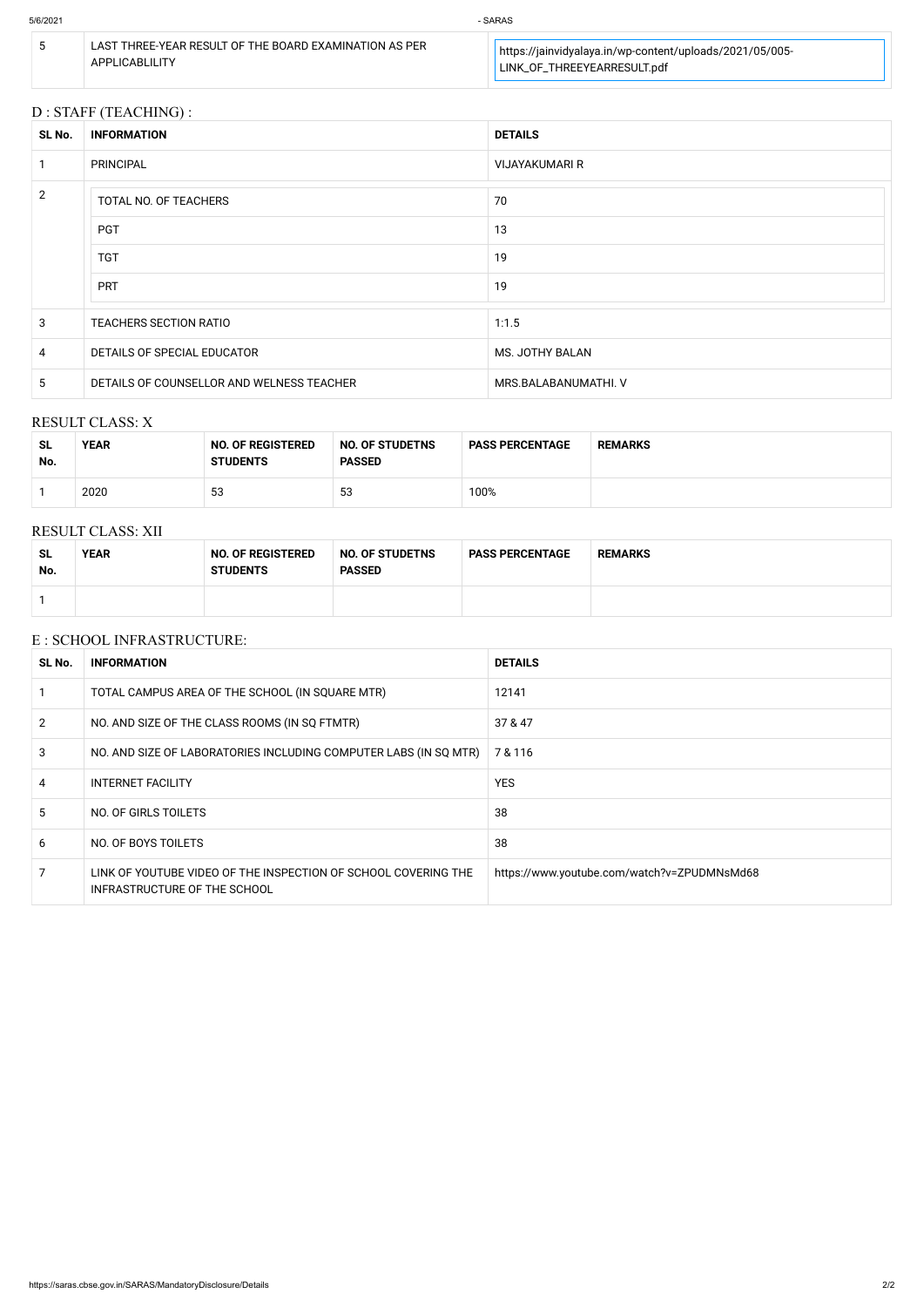| | | |
|---|---|---|
| 5 | LAST THREE-YEAR RESULT OF THE BOARD EXAMINATION AS PER APPLICABLILITY | https://jainvidyalaya.in/wp-content/uploads/2021/05/005-LINK_OF_THREEYEARRESULT.pdf |

## D : STAFF (TEACHING) :

| SL No. | INFORMATION | DETAILS |
|---|---|---|
| 1 | PRINCIPAL | VIJAYAKUMARI R |
| 2 | TOTAL NO. OF TEACHERS | 70 |
| | PGT | 13 |
| | TGT | 19 |
| | PRT | 19 |
| 3 | TEACHERS SECTION RATIO | 1:1.5 |
| 4 | DETAILS OF SPECIAL EDUCATOR | MS. JOTHY BALAN |
| 5 | DETAILS OF COUNSELLOR AND WELNESS TEACHER | MRS.BALABANUMATHI. V |

## RESULT CLASS: X

| SL No. | YEAR | NO. OF REGISTERED STUDENTS | NO. OF STUDETNS PASSED | PASS PERCENTAGE | REMARKS |
|---|---|---|---|---|---|
| 1 | 2020 | 53 | 53 | 100% | |

## RESULT CLASS: XII

| SL No. | YEAR | NO. OF REGISTERED STUDENTS | NO. OF STUDETNS PASSED | PASS PERCENTAGE | REMARKS |
|---|---|---|---|---|---|
| 1 | | | | | |

## E : SCHOOL INFRASTRUCTURE:

| SL No. | INFORMATION | DETAILS |
|---|---|---|
| 1 | TOTAL CAMPUS AREA OF THE SCHOOL (IN SQUARE MTR) | 12141 |
| 2 | NO. AND SIZE OF THE CLASS ROOMS (IN SQ FTMTR) | 37 & 47 |
| 3 | NO. AND SIZE OF LABORATORIES INCLUDING COMPUTER LABS (IN SQ MTR) | 7 & 116 |
| 4 | INTERNET FACILITY | YES |
| 5 | NO. OF GIRLS TOILETS | 38 |
| 6 | NO. OF BOYS TOILETS | 38 |
| 7 | LINK OF YOUTUBE VIDEO OF THE INSPECTION OF SCHOOL COVERING THE INFRASTRUCTURE OF THE SCHOOL | https://www.youtube.com/watch?v=ZPUDMNsMd68 |